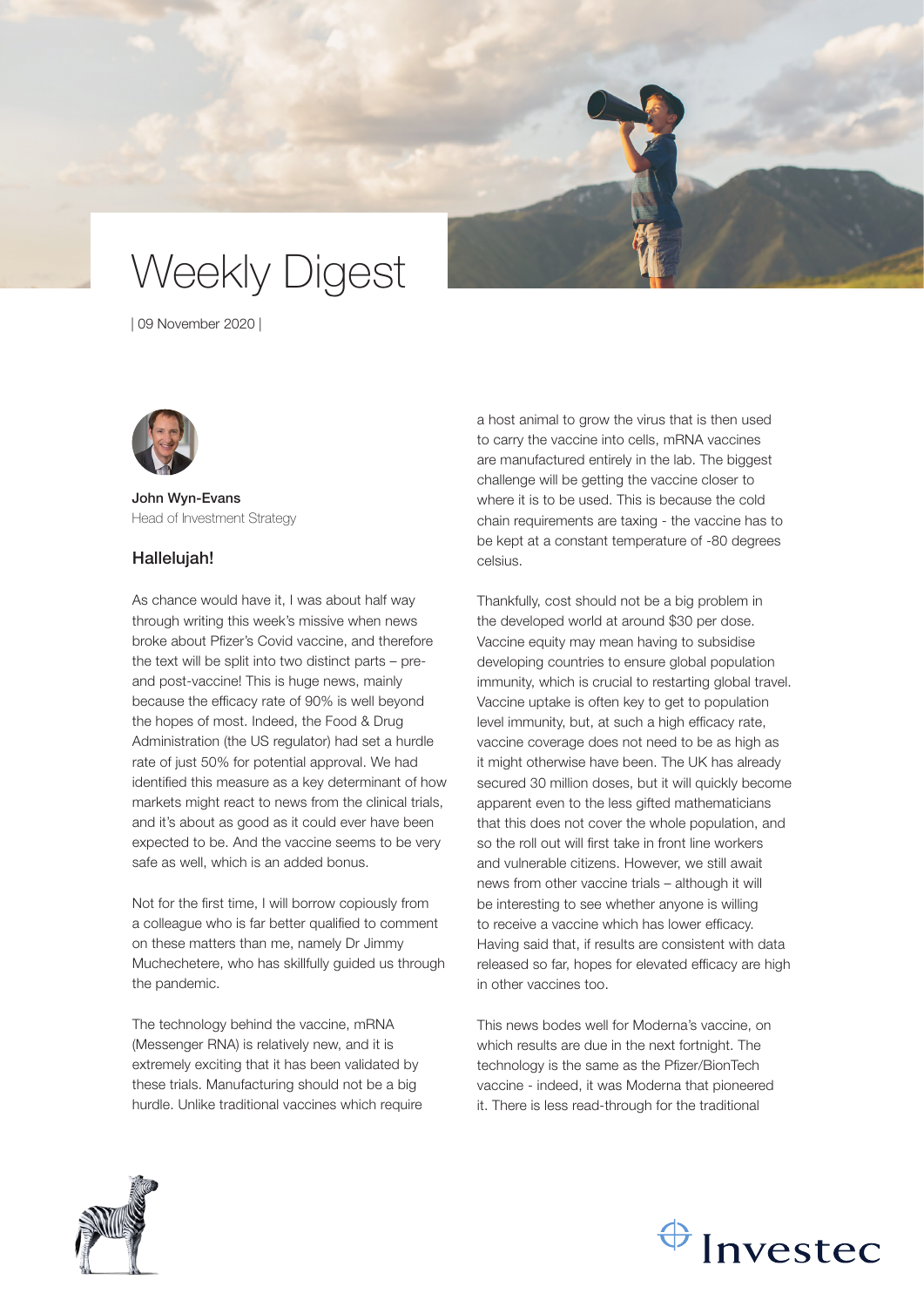# Weekly Digest

| 09 November 2020 |

**John Wyn-Evans**
Head of Investment Strategy

## Hallelujah!

As chance would have it, I was about half way through writing this week's missive when news broke about Pfizer's Covid vaccine, and therefore the text will be split into two distinct parts – pre- and post-vaccine! This is huge news, mainly because the efficacy rate of 90% is well beyond the hopes of most. Indeed, the Food & Drug Administration (the US regulator) had set a hurdle rate of just 50% for potential approval. We had identified this measure as a key determinant of how markets might react to news from the clinical trials, and it's about as good as it could ever have been expected to be. And the vaccine seems to be very safe as well, which is an added bonus.

Not for the first time, I will borrow copiously from a colleague who is far better qualified to comment on these matters than me, namely Dr Jimmy Muchechetere, who has skillfully guided us through the pandemic.

The technology behind the vaccine, mRNA (Messenger RNA) is relatively new, and it is extremely exciting that it has been validated by these trials. Manufacturing should not be a big hurdle. Unlike traditional vaccines which require a host animal to grow the virus that is then used to carry the vaccine into cells, mRNA vaccines are manufactured entirely in the lab. The biggest challenge will be getting the vaccine closer to where it is to be used. This is because the cold chain requirements are taxing - the vaccine has to be kept at a constant temperature of -80 degrees celsius.

Thankfully, cost should not be a big problem in the developed world at around $30 per dose. Vaccine equity may mean having to subsidise developing countries to ensure global population immunity, which is crucial to restarting global travel. Vaccine uptake is often key to get to population level immunity, but, at such a high efficacy rate, vaccine coverage does not need to be as high as it might otherwise have been. The UK has already secured 30 million doses, but it will quickly become apparent even to the less gifted mathematicians that this does not cover the whole population, and so the roll out will first take in front line workers and vulnerable citizens. However, we still await news from other vaccine trials – although it will be interesting to see whether anyone is willing to receive a vaccine which has lower efficacy. Having said that, if results are consistent with data released so far, hopes for elevated efficacy are high in other vaccines too.

This news bodes well for Moderna's vaccine, on which results are due in the next fortnight. The technology is the same as the Pfizer/BionTech vaccine - indeed, it was Moderna that pioneered it. There is less read-through for the traditional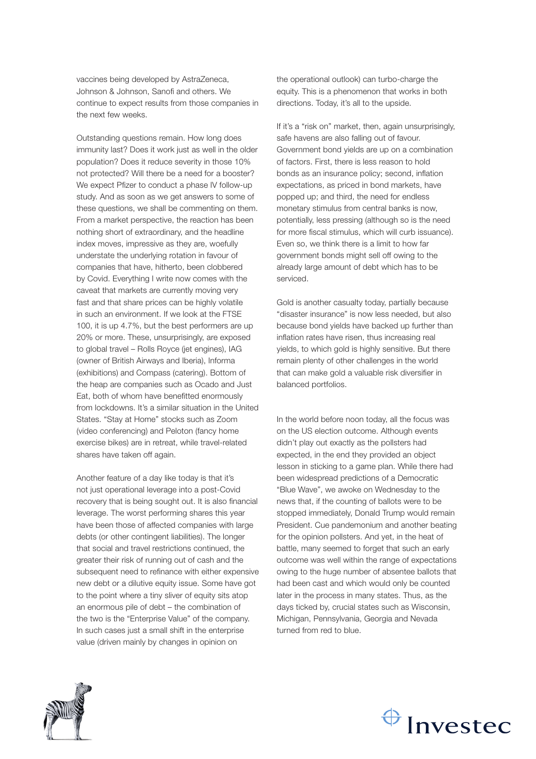vaccines being developed by AstraZeneca, Johnson & Johnson, Sanofi and others. We continue to expect results from those companies in the next few weeks.

Outstanding questions remain. How long does immunity last? Does it work just as well in the older population? Does it reduce severity in those 10% not protected? Will there be a need for a booster? We expect Pfizer to conduct a phase IV follow-up study. And as soon as we get answers to some of these questions, we shall be commenting on them. From a market perspective, the reaction has been nothing short of extraordinary, and the headline index moves, impressive as they are, woefully understate the underlying rotation in favour of companies that have, hitherto, been clobbered by Covid. Everything I write now comes with the caveat that markets are currently moving very fast and that share prices can be highly volatile in such an environment. If we look at the FTSE 100, it is up 4.7%, but the best performers are up 20% or more. These, unsurprisingly, are exposed to global travel – Rolls Royce (jet engines), IAG (owner of British Airways and Iberia), Informa (exhibitions) and Compass (catering). Bottom of the heap are companies such as Ocado and Just Eat, both of whom have benefitted enormously from lockdowns. It's a similar situation in the United States. "Stay at Home" stocks such as Zoom (video conferencing) and Peloton (fancy home exercise bikes) are in retreat, while travel-related shares have taken off again.

Another feature of a day like today is that it's not just operational leverage into a post-Covid recovery that is being sought out. It is also financial leverage. The worst performing shares this year have been those of affected companies with large debts (or other contingent liabilities). The longer that social and travel restrictions continued, the greater their risk of running out of cash and the subsequent need to refinance with either expensive new debt or a dilutive equity issue. Some have got to the point where a tiny sliver of equity sits atop an enormous pile of debt – the combination of the two is the "Enterprise Value" of the company. In such cases just a small shift in the enterprise value (driven mainly by changes in opinion on the operational outlook) can turbo-charge the equity. This is a phenomenon that works in both directions. Today, it's all to the upside.

If it's a "risk on" market, then, again unsurprisingly, safe havens are also falling out of favour. Government bond yields are up on a combination of factors. First, there is less reason to hold bonds as an insurance policy; second, inflation expectations, as priced in bond markets, have popped up; and third, the need for endless monetary stimulus from central banks is now, potentially, less pressing (although so is the need for more fiscal stimulus, which will curb issuance). Even so, we think there is a limit to how far government bonds might sell off owing to the already large amount of debt which has to be serviced.

Gold is another casualty today, partially because "disaster insurance" is now less needed, but also because bond yields have backed up further than inflation rates have risen, thus increasing real yields, to which gold is highly sensitive. But there remain plenty of other challenges in the world that can make gold a valuable risk diversifier in balanced portfolios.

In the world before noon today, all the focus was on the US election outcome. Although events didn't play out exactly as the pollsters had expected, in the end they provided an object lesson in sticking to a game plan. While there had been widespread predictions of a Democratic "Blue Wave", we awoke on Wednesday to the news that, if the counting of ballots were to be stopped immediately, Donald Trump would remain President. Cue pandemonium and another beating for the opinion pollsters. And yet, in the heat of battle, many seemed to forget that such an early outcome was well within the range of expectations owing to the huge number of absentee ballots that had been cast and which would only be counted later in the process in many states. Thus, as the days ticked by, crucial states such as Wisconsin, Michigan, Pennsylvania, Georgia and Nevada turned from red to blue.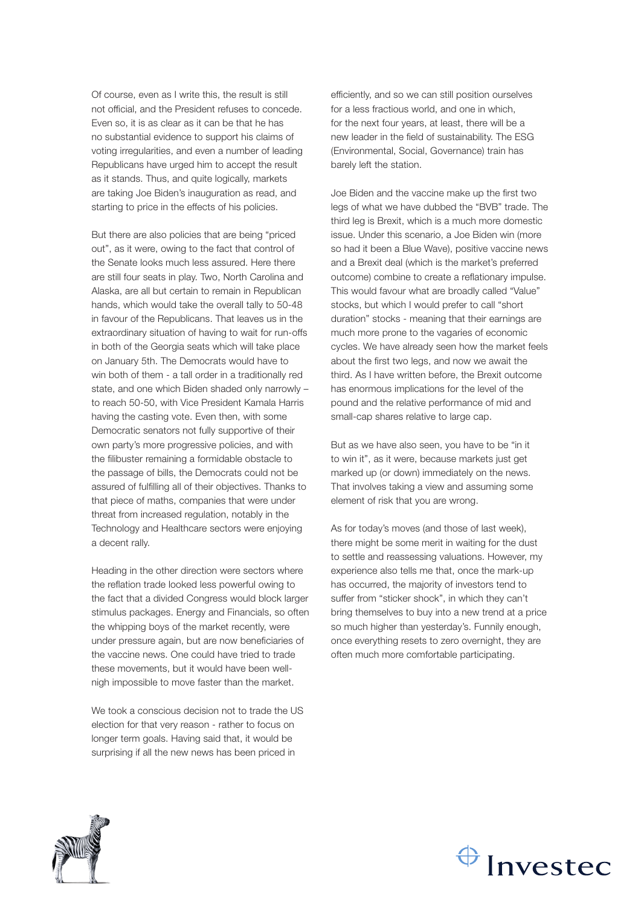Of course, even as I write this, the result is still not official, and the President refuses to concede. Even so, it is as clear as it can be that he has no substantial evidence to support his claims of voting irregularities, and even a number of leading Republicans have urged him to accept the result as it stands. Thus, and quite logically, markets are taking Joe Biden's inauguration as read, and starting to price in the effects of his policies.

But there are also policies that are being "priced out", as it were, owing to the fact that control of the Senate looks much less assured. Here there are still four seats in play. Two, North Carolina and Alaska, are all but certain to remain in Republican hands, which would take the overall tally to 50-48 in favour of the Republicans. That leaves us in the extraordinary situation of having to wait for run-offs in both of the Georgia seats which will take place on January 5th. The Democrats would have to win both of them - a tall order in a traditionally red state, and one which Biden shaded only narrowly – to reach 50-50, with Vice President Kamala Harris having the casting vote. Even then, with some Democratic senators not fully supportive of their own party's more progressive policies, and with the filibuster remaining a formidable obstacle to the passage of bills, the Democrats could not be assured of fulfilling all of their objectives. Thanks to that piece of maths, companies that were under threat from increased regulation, notably in the Technology and Healthcare sectors were enjoying a decent rally.

Heading in the other direction were sectors where the reflation trade looked less powerful owing to the fact that a divided Congress would block larger stimulus packages. Energy and Financials, so often the whipping boys of the market recently, were under pressure again, but are now beneficiaries of the vaccine news. One could have tried to trade these movements, but it would have been well-nigh impossible to move faster than the market.

We took a conscious decision not to trade the US election for that very reason - rather to focus on longer term goals. Having said that, it would be surprising if all the new news has been priced in efficiently, and so we can still position ourselves for a less fractious world, and one in which, for the next four years, at least, there will be a new leader in the field of sustainability. The ESG (Environmental, Social, Governance) train has barely left the station.

Joe Biden and the vaccine make up the first two legs of what we have dubbed the "BVB" trade. The third leg is Brexit, which is a much more domestic issue. Under this scenario, a Joe Biden win (more so had it been a Blue Wave), positive vaccine news and a Brexit deal (which is the market's preferred outcome) combine to create a reflationary impulse. This would favour what are broadly called "Value" stocks, but which I would prefer to call "short duration" stocks - meaning that their earnings are much more prone to the vagaries of economic cycles. We have already seen how the market feels about the first two legs, and now we await the third. As I have written before, the Brexit outcome has enormous implications for the level of the pound and the relative performance of mid and small-cap shares relative to large cap.

But as we have also seen, you have to be "in it to win it", as it were, because markets just get marked up (or down) immediately on the news. That involves taking a view and assuming some element of risk that you are wrong.

As for today's moves (and those of last week), there might be some merit in waiting for the dust to settle and reassessing valuations. However, my experience also tells me that, once the mark-up has occurred, the majority of investors tend to suffer from "sticker shock", in which they can't bring themselves to buy into a new trend at a price so much higher than yesterday's. Funnily enough, once everything resets to zero overnight, they are often much more comfortable participating.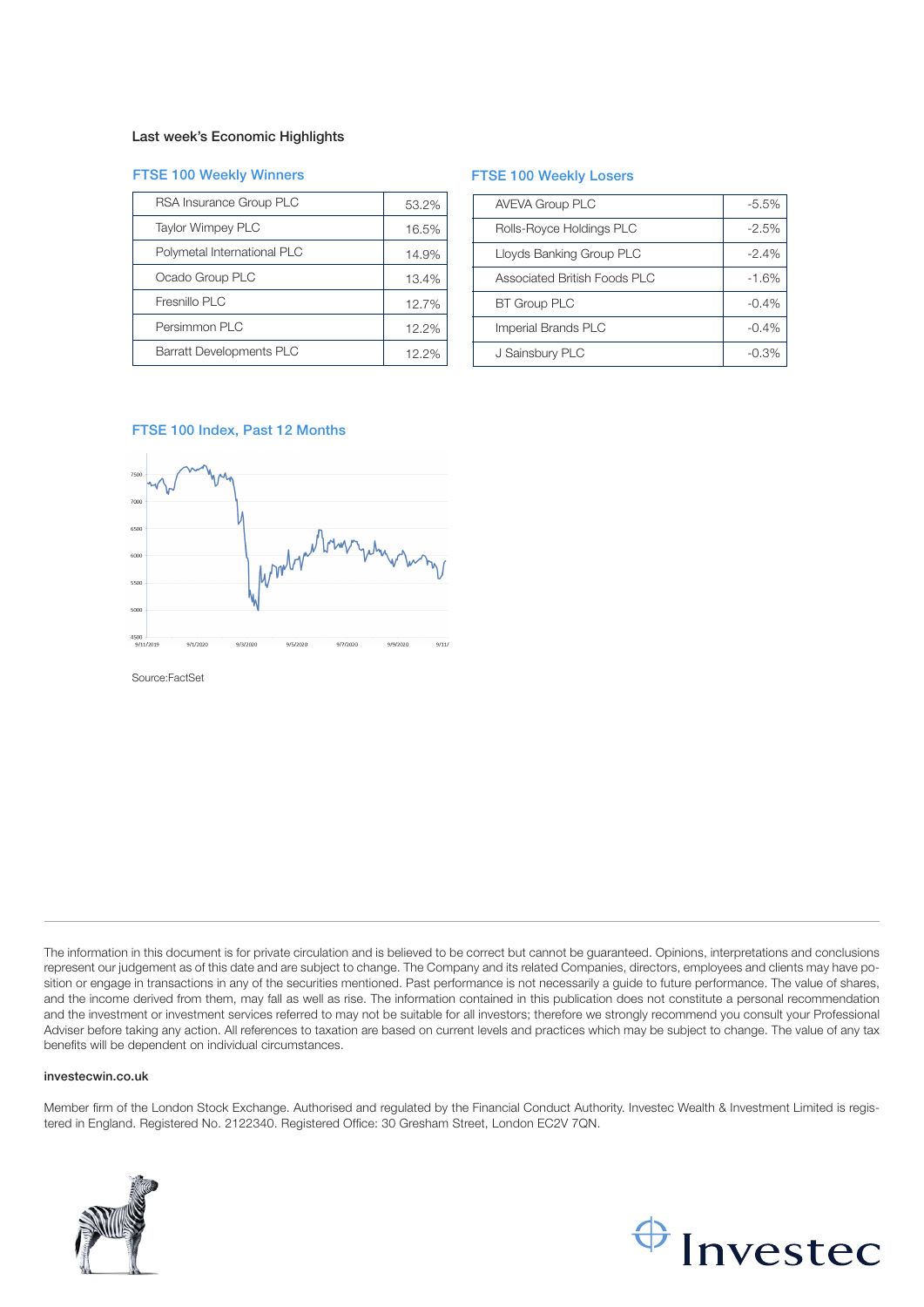### Last week's Economic Highlights

#### FTSE 100 Weekly Winners

| | |
|---|---|
| RSA Insurance Group PLC | 53.2% |
| Taylor Wimpey PLC | 16.5% |
| Polymetal International PLC | 14.9% |
| Ocado Group PLC | 13.4% |
| Fresnillo PLC | 12.7% |
| Persimmon PLC | 12.2% |
| Barratt Developments PLC | 12.2% |

#### FTSE 100 Weekly Losers

| | |
|---|---|
| AVEVA Group PLC | -5.5% |
| Rolls-Royce Holdings PLC | -2.5% |
| Lloyds Banking Group PLC | -2.4% |
| Associated British Foods PLC | -1.6% |
| BT Group PLC | -0.4% |
| Imperial Brands PLC | -0.4% |
| J Sainsbury PLC | -0.3% |

#### FTSE 100 Index, Past 12 Months

7500
7000
6500
6000
5500
5000
4500
9/11/2019 9/1/2020 9/3/2020 9/5/2020 9/7/2020 9/9/2020 9/11/

Source:FactSet

---

The information in this document is for private circulation and is believed to be correct but cannot be guaranteed. Opinions, interpretations and conclusions represent our judgement as of this date and are subject to change. The Company and its related Companies, directors, employees and clients may have position or engage in transactions in any of the securities mentioned. Past performance is not necessarily a guide to future performance. The value of shares, and the income derived from them, may fall as well as rise. The information contained in this publication does not constitute a personal recommendation and the investment or investment services referred to may not be suitable for all investors; therefore we strongly recommend you consult your Professional Adviser before taking any action. All references to taxation are based on current levels and practices which may be subject to change. The value of any tax benefits will be dependent on individual circumstances.

**investecwin.co.uk**

Member firm of the London Stock Exchange. Authorised and regulated by the Financial Conduct Authority. Investec Wealth & Investment Limited is registered in England. Registered No. 2122340. Registered Office: 30 Gresham Street, London EC2V 7QN.

Investec